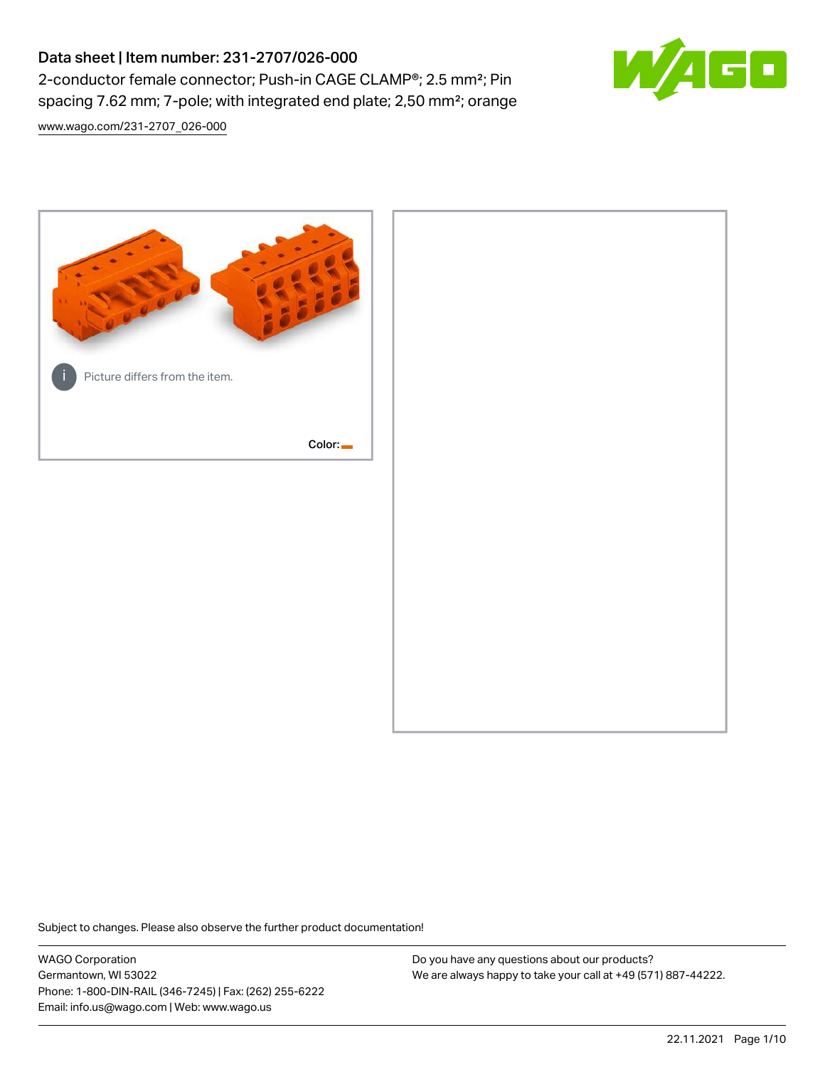# Data sheet | Item number: 231-2707/026-000

2-conductor female connector; Push-in CAGE CLAMP®; 2.5 mm²; Pin spacing 7.62 mm; 7-pole; with integrated end plate; 2,50 mm²; orange

www.wago.com/231-2707_026-000

Picture differs from the item.

Color:

Subject to changes. Please also observe the further product documentation!

WAGO Corporation
Germantown, WI 53022
Phone: 1-800-DIN-RAIL (346-7245) | Fax: (262) 255-6222
Email: info.us@wago.com | Web: www.wago.us

Do you have any questions about our products?
We are always happy to take your call at +49 (571) 887-44222.

22.11.2021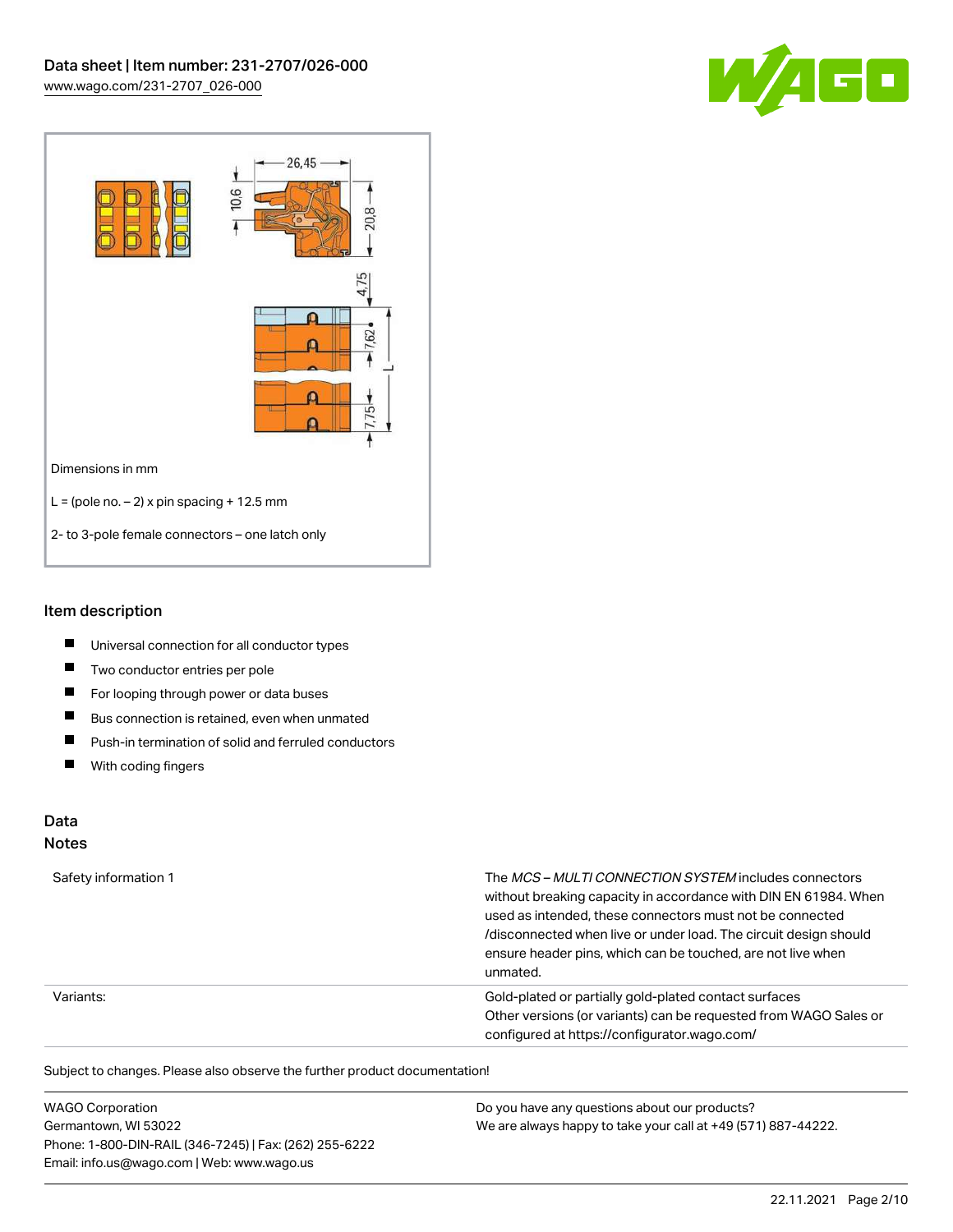Dimensions in mm

L = (pole no. – 2) x pin spacing + 12.5 mm

2- to 3-pole female connectors – one latch only

## Item description

- Universal connection for all conductor types
- Two conductor entries per pole
- For looping through power or data buses
- Bus connection is retained, even when unmated
- Push-in termination of solid and ferruled conductors
- With coding fingers

## Data

### Notes

| | |
|---|---|
| Safety information 1 | The *MCS – MULTI CONNECTION SYSTEM* includes connectors without breaking capacity in accordance with DIN EN 61984. When used as intended, these connectors must not be connected /disconnected when live or under load. The circuit design should ensure header pins, which can be touched, are not live when unmated. |
| Variants: | Gold-plated or partially gold-plated contact surfaces<br>Other versions (or variants) can be requested from WAGO Sales or configured at https://configurator.wago.com/ |

Subject to changes. Please also observe the further product documentation!

WAGO Corporation
Germantown, WI 53022
Phone: 1-800-DIN-RAIL (346-7245) | Fax: (262) 255-6222
Email: info.us@wago.com | Web: www.wago.us

Do you have any questions about our products?
We are always happy to take your call at +49 (571) 887-44222.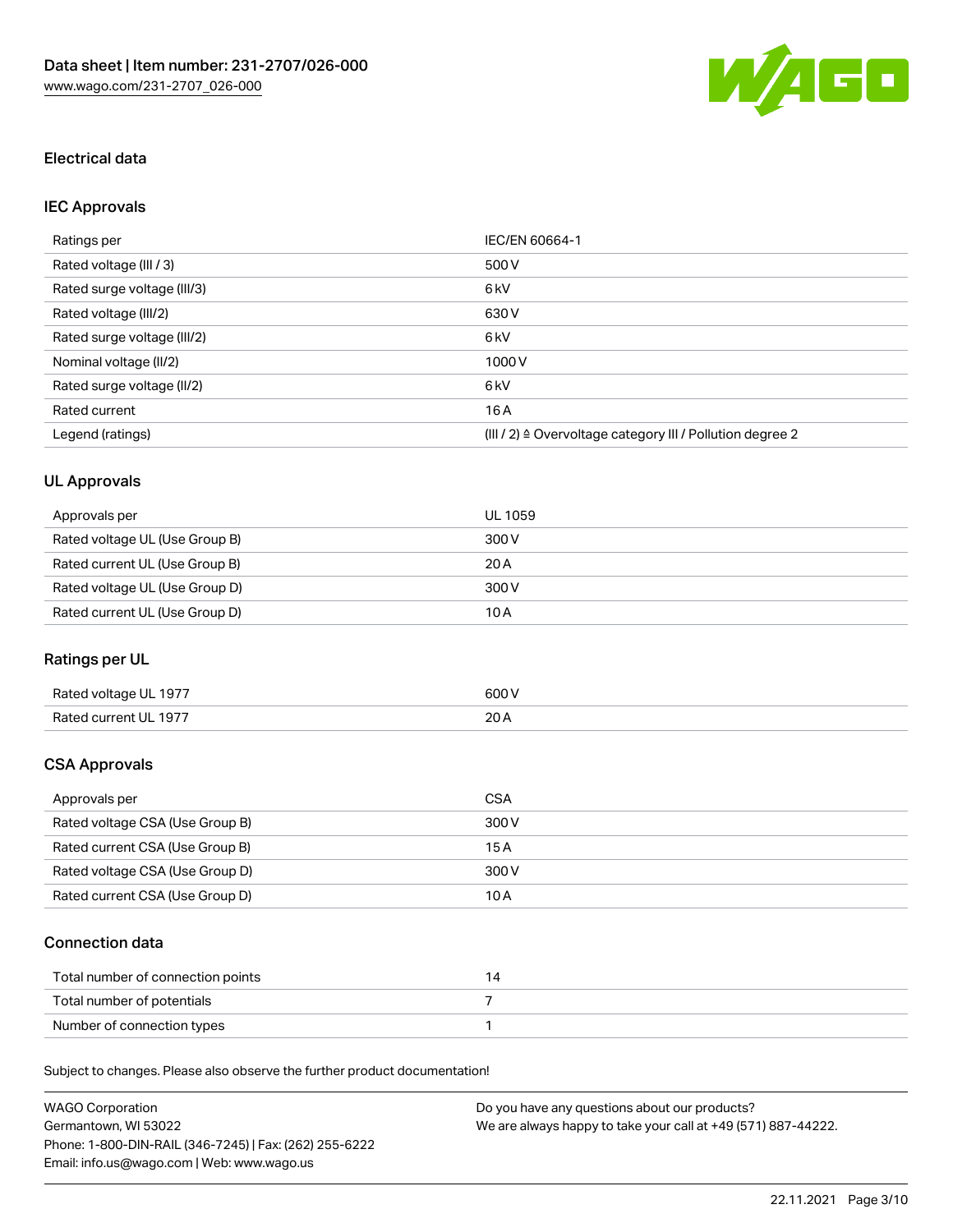## Electrical data

### IEC Approvals

| Ratings per | IEC/EN 60664-1 |
| --- | --- |
| Rated voltage (III / 3) | 500 V |
| Rated surge voltage (III/3) | 6 kV |
| Rated voltage (III/2) | 630 V |
| Rated surge voltage (III/2) | 6 kV |
| Nominal voltage (II/2) | 1000 V |
| Rated surge voltage (II/2) | 6 kV |
| Rated current | 16 A |
| Legend (ratings) | (III / 2) ≙ Overvoltage category III / Pollution degree 2 |

### UL Approvals

| Approvals per | UL 1059 |
| --- | --- |
| Rated voltage UL (Use Group B) | 300 V |
| Rated current UL (Use Group B) | 20 A |
| Rated voltage UL (Use Group D) | 300 V |
| Rated current UL (Use Group D) | 10 A |

### Ratings per UL

| Rated voltage UL 1977 | 600 V |
| --- | --- |
| Rated current UL 1977 | 20 A |

### CSA Approvals

| Approvals per | CSA |
| --- | --- |
| Rated voltage CSA (Use Group B) | 300 V |
| Rated current CSA (Use Group B) | 15 A |
| Rated voltage CSA (Use Group D) | 300 V |
| Rated current CSA (Use Group D) | 10 A |

### Connection data

| Total number of connection points | 14 |
| --- | --- |
| Total number of potentials | 7 |
| Number of connection types | 1 |

Subject to changes. Please also observe the further product documentation!

WAGO Corporation
Germantown, WI 53022
Phone: 1-800-DIN-RAIL (346-7245) | Fax: (262) 255-6222
Email: info.us@wago.com | Web: www.wago.us

Do you have any questions about our products?
We are always happy to take your call at +49 (571) 887-44222.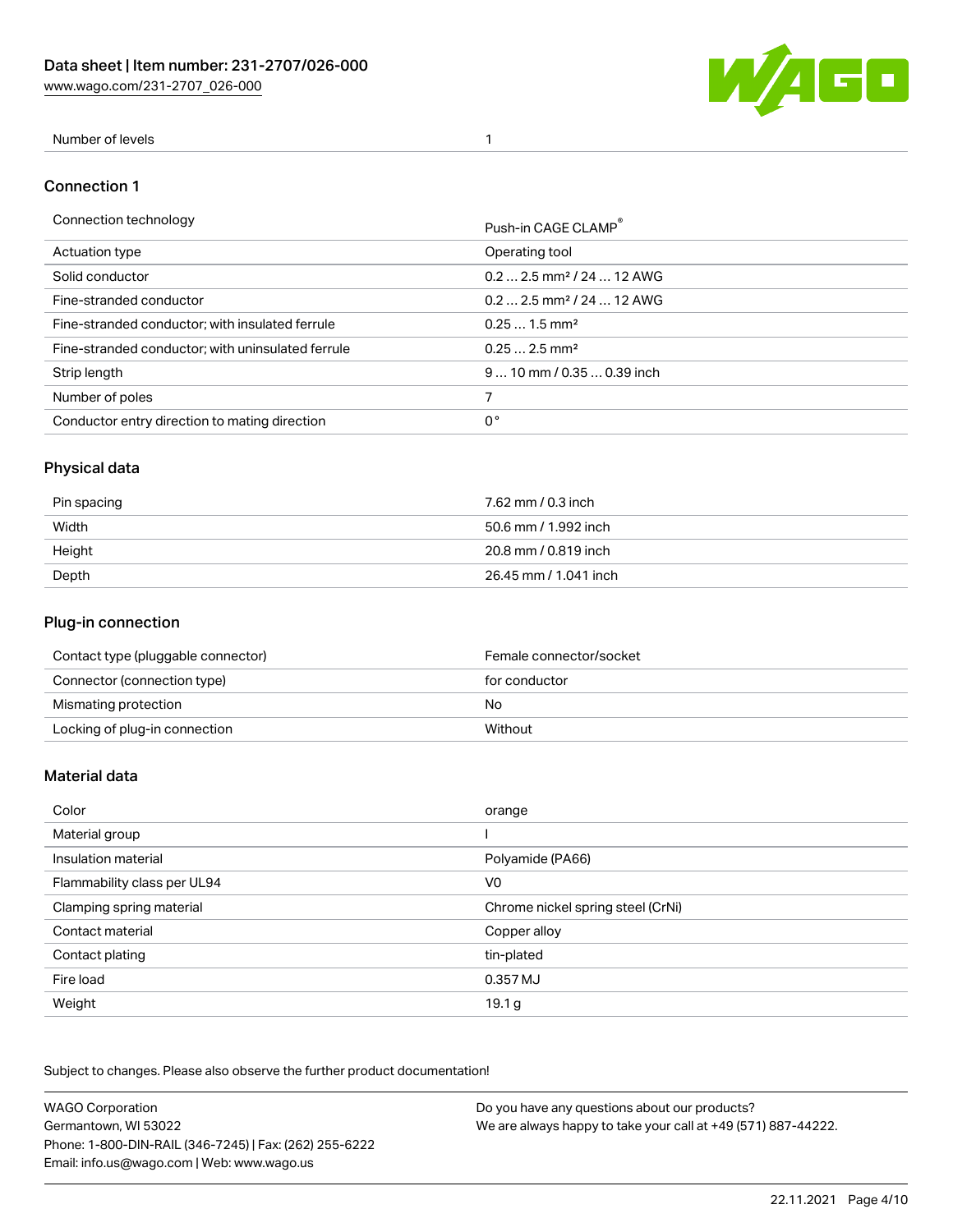| Number of levels | 1 |
| --- | --- |

## Connection 1

| Connection technology | Push-in CAGE CLAMP® |
| --- | --- |
| Actuation type | Operating tool |
| Solid conductor | 0.2 … 2.5 mm² / 24 … 12 AWG |
| Fine-stranded conductor | 0.2 … 2.5 mm² / 24 … 12 AWG |
| Fine-stranded conductor; with insulated ferrule | 0.25 … 1.5 mm² |
| Fine-stranded conductor; with uninsulated ferrule | 0.25 … 2.5 mm² |
| Strip length | 9 … 10 mm / 0.35 … 0.39 inch |
| Number of poles | 7 |
| Conductor entry direction to mating direction | 0 ° |

## Physical data

| Pin spacing | 7.62 mm / 0.3 inch |
| --- | --- |
| Width | 50.6 mm / 1.992 inch |
| Height | 20.8 mm / 0.819 inch |
| Depth | 26.45 mm / 1.041 inch |

## Plug-in connection

| Contact type (pluggable connector) | Female connector/socket |
| --- | --- |
| Connector (connection type) | for conductor |
| Mismating protection | No |
| Locking of plug-in connection | Without |

## Material data

| Color | orange |
| --- | --- |
| Material group | I |
| Insulation material | Polyamide (PA66) |
| Flammability class per UL94 | V0 |
| Clamping spring material | Chrome nickel spring steel (CrNi) |
| Contact material | Copper alloy |
| Contact plating | tin-plated |
| Fire load | 0.357 MJ |
| Weight | 19.1 g |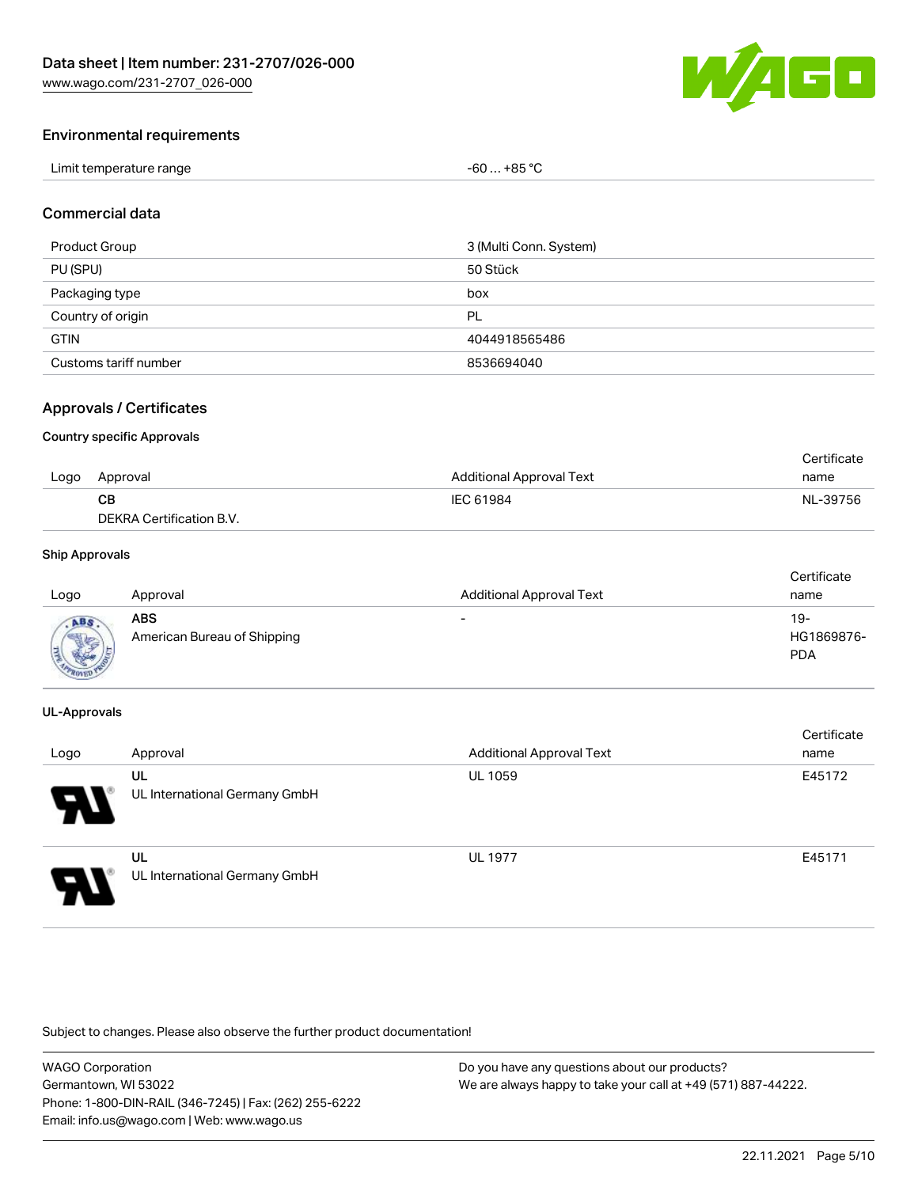## Environmental requirements

| Limit temperature range | -60 … +85 °C |
|---|---|

## Commercial data

| Product Group | 3 (Multi Conn. System) |
|---|---|
| PU (SPU) | 50 Stück |
| Packaging type | box |
| Country of origin | PL |
| GTIN | 4044918565486 |
| Customs tariff number | 8536694040 |

## Approvals / Certificates

### Country specific Approvals

| Logo | Approval | Additional Approval Text | Certificate name |
|---|---|---|---|
| | **CB**<br>DEKRA Certification B.V. | IEC 61984 | NL-39756 |

### Ship Approvals

| Logo | Approval | Additional Approval Text | Certificate name |
|---|---|---|---|
| | **ABS**<br>American Bureau of Shipping | - | 19-HG1869876-PDA |

### UL-Approvals

| Logo | Approval | Additional Approval Text | Certificate name |
|---|---|---|---|
| | **UL**<br>UL International Germany GmbH | UL 1059 | E45172 |
| | **UL**<br>UL International Germany GmbH | UL 1977 | E45171 |

Subject to changes. Please also observe the further product documentation!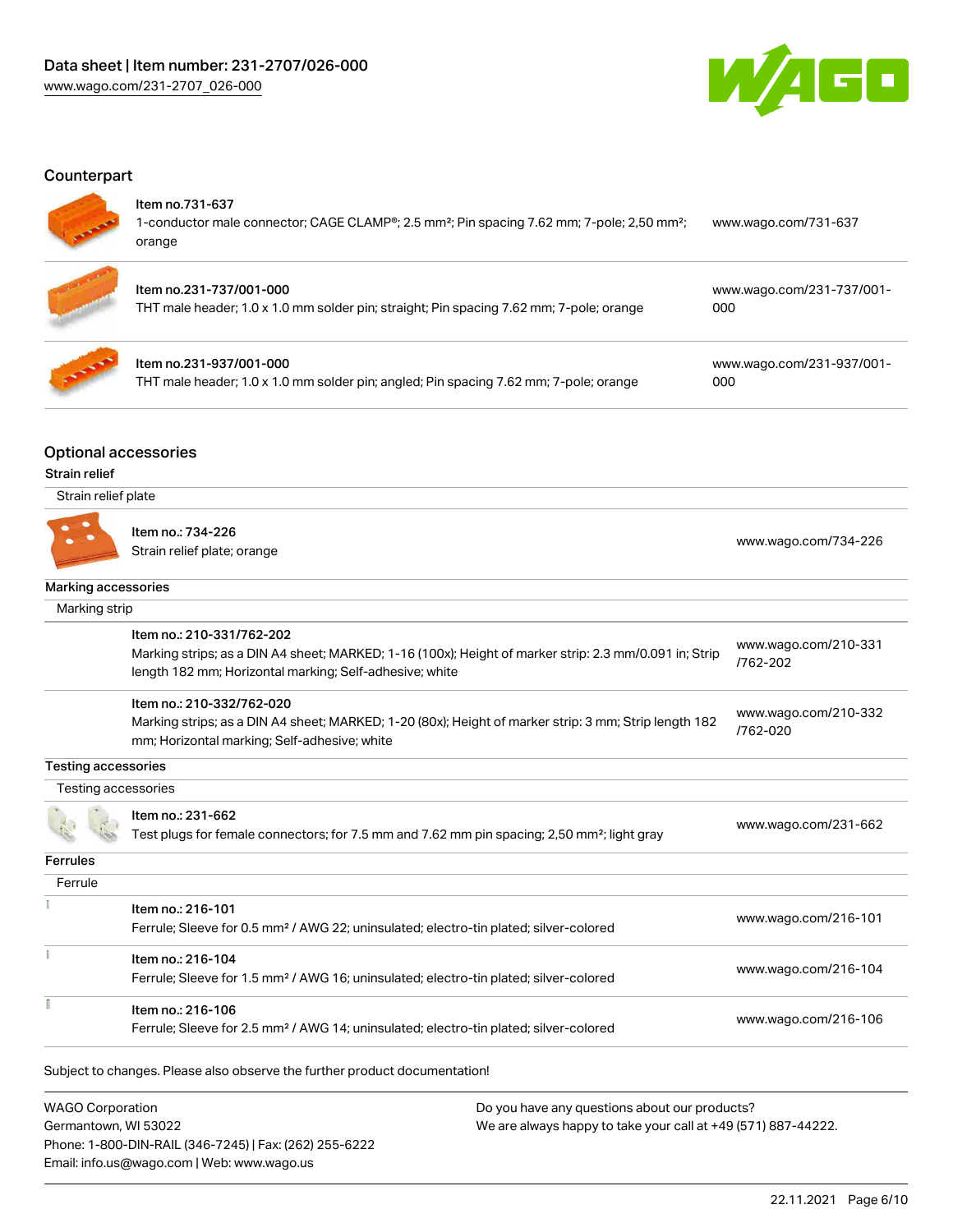## Counterpart

| Item | Description | Link |
|---|---|---|
| Item no.731-637 | 1-conductor male connector; CAGE CLAMP®; 2.5 mm²; Pin spacing 7.62 mm; 7-pole; 2,50 mm²; orange | www.wago.com/731-637 |
| Item no.231-737/001-000 | THT male header; 1.0 x 1.0 mm solder pin; straight; Pin spacing 7.62 mm; 7-pole; orange | www.wago.com/231-737/001-000 |
| Item no.231-937/001-000 | THT male header; 1.0 x 1.0 mm solder pin; angled; Pin spacing 7.62 mm; 7-pole; orange | www.wago.com/231-937/001-000 |

## Optional accessories

### Strain relief

Strain relief plate

| Item | Description | Link |
|---|---|---|
| Item no.: 734-226 | Strain relief plate; orange | www.wago.com/734-226 |

### Marking accessories

Marking strip

| Item | Description | Link |
|---|---|---|
| Item no.: 210-331/762-202 | Marking strips; as a DIN A4 sheet; MARKED; 1-16 (100x); Height of marker strip: 2.3 mm/0.091 in; Strip length 182 mm; Horizontal marking; Self-adhesive; white | www.wago.com/210-331/762-202 |
| Item no.: 210-332/762-020 | Marking strips; as a DIN A4 sheet; MARKED; 1-20 (80x); Height of marker strip: 3 mm; Strip length 182 mm; Horizontal marking; Self-adhesive; white | www.wago.com/210-332/762-020 |

### Testing accessories

Testing accessories

| Item | Description | Link |
|---|---|---|
| Item no.: 231-662 | Test plugs for female connectors; for 7.5 mm and 7.62 mm pin spacing; 2,50 mm²; light gray | www.wago.com/231-662 |

### Ferrules

Ferrule

| Item | Description | Link |
|---|---|---|
| Item no.: 216-101 | Ferrule; Sleeve for 0.5 mm² / AWG 22; uninsulated; electro-tin plated; silver-colored | www.wago.com/216-101 |
| Item no.: 216-104 | Ferrule; Sleeve for 1.5 mm² / AWG 16; uninsulated; electro-tin plated; silver-colored | www.wago.com/216-104 |
| Item no.: 216-106 | Ferrule; Sleeve for 2.5 mm² / AWG 14; uninsulated; electro-tin plated; silver-colored | www.wago.com/216-106 |

Subject to changes. Please also observe the further product documentation!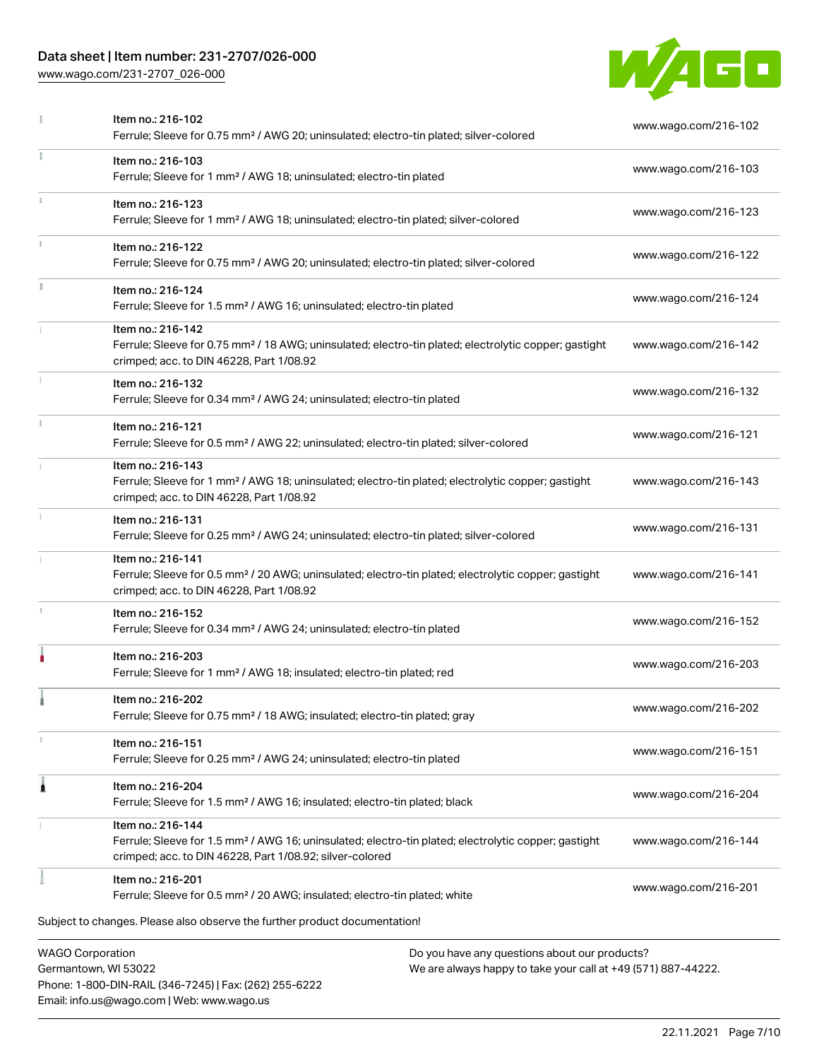| | | |
|---|---|---|
| | Item no.: 216-102<br>Ferrule; Sleeve for 0.75 mm² / AWG 20; uninsulated; electro-tin plated; silver-colored | www.wago.com/216-102 |
| | Item no.: 216-103<br>Ferrule; Sleeve for 1 mm² / AWG 18; uninsulated; electro-tin plated | www.wago.com/216-103 |
| | Item no.: 216-123<br>Ferrule; Sleeve for 1 mm² / AWG 18; uninsulated; electro-tin plated; silver-colored | www.wago.com/216-123 |
| | Item no.: 216-122<br>Ferrule; Sleeve for 0.75 mm² / AWG 20; uninsulated; electro-tin plated; silver-colored | www.wago.com/216-122 |
| | Item no.: 216-124<br>Ferrule; Sleeve for 1.5 mm² / AWG 16; uninsulated; electro-tin plated | www.wago.com/216-124 |
| | Item no.: 216-142<br>Ferrule; Sleeve for 0.75 mm² / 18 AWG; uninsulated; electro-tin plated; electrolytic copper; gastight crimped; acc. to DIN 46228, Part 1/08.92 | www.wago.com/216-142 |
| | Item no.: 216-132<br>Ferrule; Sleeve for 0.34 mm² / AWG 24; uninsulated; electro-tin plated | www.wago.com/216-132 |
| | Item no.: 216-121<br>Ferrule; Sleeve for 0.5 mm² / AWG 22; uninsulated; electro-tin plated; silver-colored | www.wago.com/216-121 |
| | Item no.: 216-143<br>Ferrule; Sleeve for 1 mm² / AWG 18; uninsulated; electro-tin plated; electrolytic copper; gastight crimped; acc. to DIN 46228, Part 1/08.92 | www.wago.com/216-143 |
| | Item no.: 216-131<br>Ferrule; Sleeve for 0.25 mm² / AWG 24; uninsulated; electro-tin plated; silver-colored | www.wago.com/216-131 |
| | Item no.: 216-141<br>Ferrule; Sleeve for 0.5 mm² / 20 AWG; uninsulated; electro-tin plated; electrolytic copper; gastight crimped; acc. to DIN 46228, Part 1/08.92 | www.wago.com/216-141 |
| | Item no.: 216-152<br>Ferrule; Sleeve for 0.34 mm² / AWG 24; uninsulated; electro-tin plated | www.wago.com/216-152 |
| | Item no.: 216-203<br>Ferrule; Sleeve for 1 mm² / AWG 18; insulated; electro-tin plated; red | www.wago.com/216-203 |
| | Item no.: 216-202<br>Ferrule; Sleeve for 0.75 mm² / 18 AWG; insulated; electro-tin plated; gray | www.wago.com/216-202 |
| | Item no.: 216-151<br>Ferrule; Sleeve for 0.25 mm² / AWG 24; uninsulated; electro-tin plated | www.wago.com/216-151 |
| | Item no.: 216-204<br>Ferrule; Sleeve for 1.5 mm² / AWG 16; insulated; electro-tin plated; black | www.wago.com/216-204 |
| | Item no.: 216-144<br>Ferrule; Sleeve for 1.5 mm² / AWG 16; uninsulated; electro-tin plated; electrolytic copper; gastight crimped; acc. to DIN 46228, Part 1/08.92; silver-colored | www.wago.com/216-144 |
| | Item no.: 216-201<br>Ferrule; Sleeve for 0.5 mm² / 20 AWG; insulated; electro-tin plated; white | www.wago.com/216-201 |

Subject to changes. Please also observe the further product documentation!

WAGO Corporation
Germantown, WI 53022
Phone: 1-800-DIN-RAIL (346-7245) | Fax: (262) 255-6222
Email: info.us@wago.com | Web: www.wago.us

Do you have any questions about our products?
We are always happy to take your call at +49 (571) 887-44222.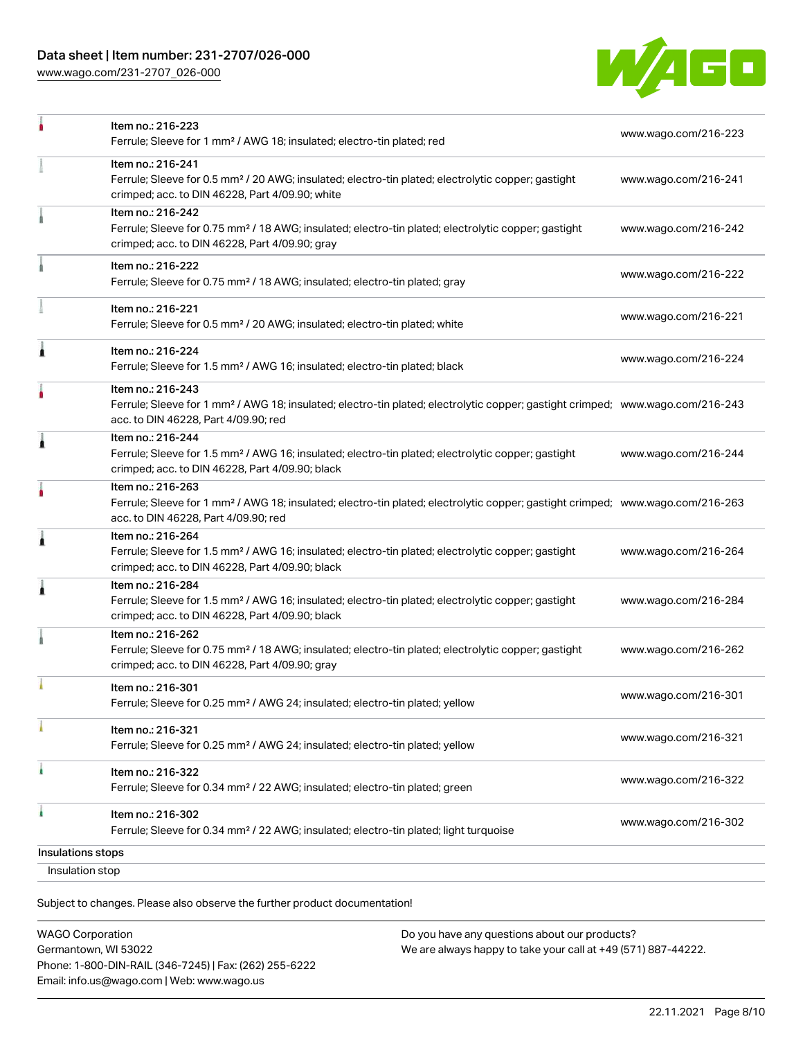| | | |
|---|---|---|
| | Item no.: 216-223<br>Ferrule; Sleeve for 1 mm² / AWG 18; insulated; electro-tin plated; red | www.wago.com/216-223 |
| | Item no.: 216-241<br>Ferrule; Sleeve for 0.5 mm² / 20 AWG; insulated; electro-tin plated; electrolytic copper; gastight crimped; acc. to DIN 46228, Part 4/09.90; white | www.wago.com/216-241 |
| | Item no.: 216-242<br>Ferrule; Sleeve for 0.75 mm² / 18 AWG; insulated; electro-tin plated; electrolytic copper; gastight crimped; acc. to DIN 46228, Part 4/09.90; gray | www.wago.com/216-242 |
| | Item no.: 216-222<br>Ferrule; Sleeve for 0.75 mm² / 18 AWG; insulated; electro-tin plated; gray | www.wago.com/216-222 |
| | Item no.: 216-221<br>Ferrule; Sleeve for 0.5 mm² / 20 AWG; insulated; electro-tin plated; white | www.wago.com/216-221 |
| | Item no.: 216-224<br>Ferrule; Sleeve for 1.5 mm² / AWG 16; insulated; electro-tin plated; black | www.wago.com/216-224 |
| | Item no.: 216-243<br>Ferrule; Sleeve for 1 mm² / AWG 18; insulated; electro-tin plated; electrolytic copper; gastight crimped; acc. to DIN 46228, Part 4/09.90; red | www.wago.com/216-243 |
| | Item no.: 216-244<br>Ferrule; Sleeve for 1.5 mm² / AWG 16; insulated; electro-tin plated; electrolytic copper; gastight crimped; acc. to DIN 46228, Part 4/09.90; black | www.wago.com/216-244 |
| | Item no.: 216-263<br>Ferrule; Sleeve for 1 mm² / AWG 18; insulated; electro-tin plated; electrolytic copper; gastight crimped; acc. to DIN 46228, Part 4/09.90; red | www.wago.com/216-263 |
| | Item no.: 216-264<br>Ferrule; Sleeve for 1.5 mm² / AWG 16; insulated; electro-tin plated; electrolytic copper; gastight crimped; acc. to DIN 46228, Part 4/09.90; black | www.wago.com/216-264 |
| | Item no.: 216-284<br>Ferrule; Sleeve for 1.5 mm² / AWG 16; insulated; electro-tin plated; electrolytic copper; gastight crimped; acc. to DIN 46228, Part 4/09.90; black | www.wago.com/216-284 |
| | Item no.: 216-262<br>Ferrule; Sleeve for 0.75 mm² / 18 AWG; insulated; electro-tin plated; electrolytic copper; gastight crimped; acc. to DIN 46228, Part 4/09.90; gray | www.wago.com/216-262 |
| | Item no.: 216-301<br>Ferrule; Sleeve for 0.25 mm² / AWG 24; insulated; electro-tin plated; yellow | www.wago.com/216-301 |
| | Item no.: 216-321<br>Ferrule; Sleeve for 0.25 mm² / AWG 24; insulated; electro-tin plated; yellow | www.wago.com/216-321 |
| | Item no.: 216-322<br>Ferrule; Sleeve for 0.34 mm² / 22 AWG; insulated; electro-tin plated; green | www.wago.com/216-322 |
| | Item no.: 216-302<br>Ferrule; Sleeve for 0.34 mm² / 22 AWG; insulated; electro-tin plated; light turquoise | www.wago.com/216-302 |

Insulations stops

Insulation stop

Subject to changes. Please also observe the further product documentation!

WAGO Corporation
Germantown, WI 53022
Phone: 1-800-DIN-RAIL (346-7245) | Fax: (262) 255-6222
Email: info.us@wago.com | Web: www.wago.us

Do you have any questions about our products?
We are always happy to take your call at +49 (571) 887-44222.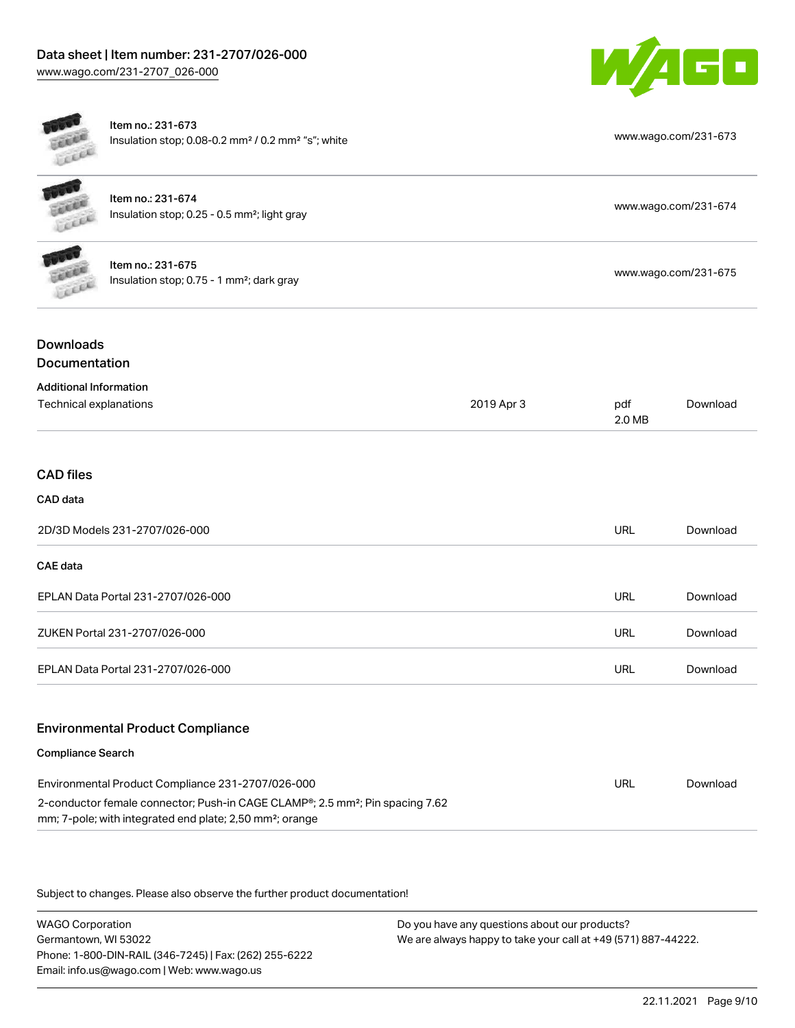| Item | Link |
| --- | --- |
| Item no.: 231-673<br>Insulation stop; 0.08-0.2 mm² / 0.2 mm² "s"; white | www.wago.com/231-673 |
| Item no.: 231-674<br>Insulation stop; 0.25 - 0.5 mm²; light gray | www.wago.com/231-674 |
| Item no.: 231-675<br>Insulation stop; 0.75 - 1 mm²; dark gray | www.wago.com/231-675 |

## Downloads

### Documentation

**Additional Information**

| | | | |
| --- | --- | --- | --- |
| Technical explanations | 2019 Apr 3 | pdf<br>2.0 MB | Download |

### CAD files

**CAD data**

| | | |
| --- | --- | --- |
| 2D/3D Models 231-2707/026-000 | URL | Download |

**CAE data**

| | | |
| --- | --- | --- |
| EPLAN Data Portal 231-2707/026-000 | URL | Download |
| ZUKEN Portal 231-2707/026-000 | URL | Download |
| EPLAN Data Portal 231-2707/026-000 | URL | Download |

### Environmental Product Compliance

**Compliance Search**

| | | |
| --- | --- | --- |
| Environmental Product Compliance 231-2707/026-000<br>2-conductor female connector; Push-in CAGE CLAMP®; 2.5 mm²; Pin spacing 7.62 mm; 7-pole; with integrated end plate; 2,50 mm²; orange | URL | Download |

Subject to changes. Please also observe the further product documentation!

WAGO Corporation
Germantown, WI 53022
Phone: 1-800-DIN-RAIL (346-7245) | Fax: (262) 255-6222
Email: info.us@wago.com | Web: www.wago.us

Do you have any questions about our products?
We are always happy to take your call at +49 (571) 887-44222.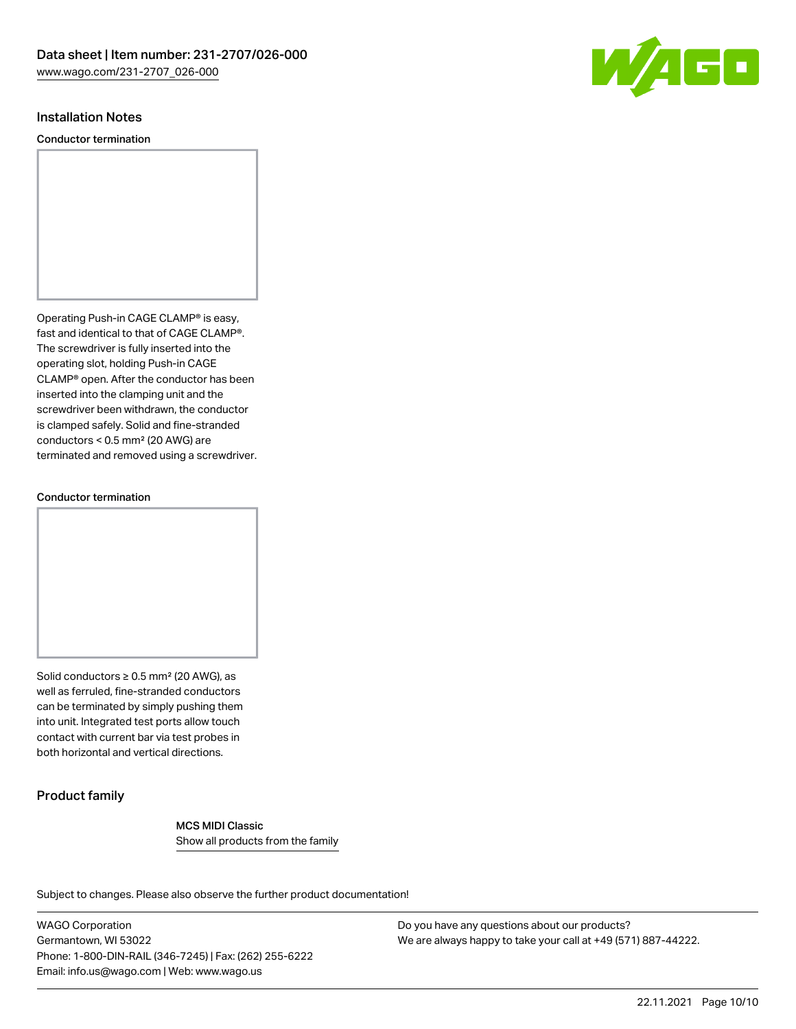## Installation Notes

### Conductor termination

Operating Push-in CAGE CLAMP® is easy, fast and identical to that of CAGE CLAMP®. The screwdriver is fully inserted into the operating slot, holding Push-in CAGE CLAMP® open. After the conductor has been inserted into the clamping unit and the screwdriver been withdrawn, the conductor is clamped safely. Solid and fine-stranded conductors < 0.5 mm² (20 AWG) are terminated and removed using a screwdriver.

### Conductor termination

Solid conductors ≥ 0.5 mm² (20 AWG), as well as ferruled, fine-stranded conductors can be terminated by simply pushing them into unit. Integrated test ports allow touch contact with current bar via test probes in both horizontal and vertical directions.

## Product family

MCS MIDI Classic
Show all products from the family

Subject to changes. Please also observe the further product documentation!

WAGO Corporation
Germantown, WI 53022
Phone: 1-800-DIN-RAIL (346-7245) | Fax: (262) 255-6222
Email: info.us@wago.com | Web: www.wago.us

Do you have any questions about our products?
We are always happy to take your call at +49 (571) 887-44222.